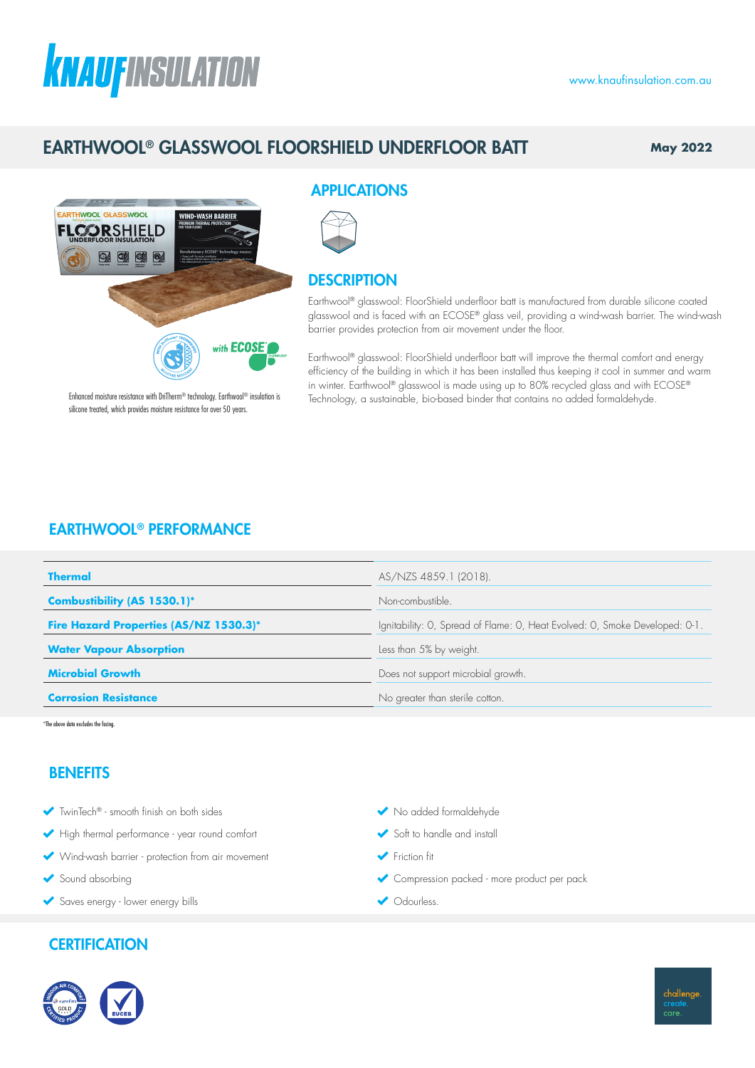# EARTHWOOL® GLASSWOOL FLOORSHIELD UNDERFLOOR BATT

May 2022

Enhanced moisture resistance with DriTherm® technology. Earthwool® insulation is silicone treated, which provides moisture resistance for over 50 years.

## APPLICATIONS

## DESCRIPTION

Earthwool® glasswool: FloorShield underfloor batt is manufactured from durable silicone coated glasswool and is faced with an ECOSE® glass veil, providing a wind-wash barrier. The wind-wash barrier provides protection from air movement under the floor.

Earthwool® glasswool: FloorShield underfloor batt will improve the thermal comfort and energy efficiency of the building in which it has been installed thus keeping it cool in summer and warm in winter. Earthwool® glasswool is made using up to 80% recycled glass and with ECOSE® Technology, a sustainable, bio-based binder that contains no added formaldehyde.

## EARTHWOOL® PERFORMANCE

| | |
|---|---|
| **Thermal** | AS/NZS 4859.1 (2018). |
| **Combustibility (AS 1530.1)*** | Non-combustible. |
| **Fire Hazard Properties (AS/NZ 1530.3)*** | Ignitability: 0, Spread of Flame: 0, Heat Evolved: 0, Smoke Developed: 0-1. |
| **Water Vapour Absorption** | Less than 5% by weight. |
| **Microbial Growth** | Does not support microbial growth. |
| **Corrosion Resistance** | No greater than sterile cotton. |

*The above data excludes the facing.

## BENEFITS

- TwinTech® - smooth finish on both sides
- High thermal performance - year round comfort
- Wind-wash barrier - protection from air movement
- Sound absorbing
- Saves energy - lower energy bills
- No added formaldehyde
- Soft to handle and install
- Friction fit
- Compression packed - more product per pack
- Odourless.

## CERTIFICATION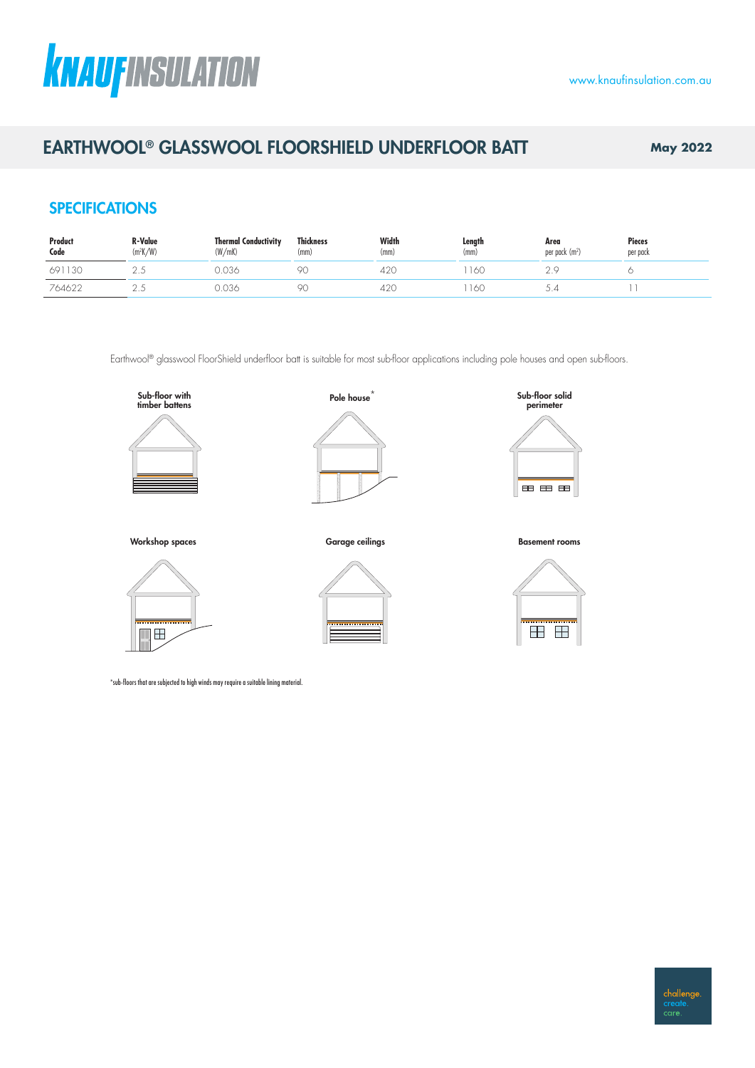# EARTHWOOL® GLASSWOOL FLOORSHIELD UNDERFLOOR BATT

May 2022

## SPECIFICATIONS

| Product Code | R-Value ($m^2K/W$) | Thermal Conductivity (W/mK) | Thickness (mm) | Width (mm) | Length (mm) | Area per pack ($m^2$) | Pieces per pack |
|---|---|---|---|---|---|---|---|
| 691130 | 2.5 | 0.036 | 90 | 420 | 1160 | 2.9 | 6 |
| 764622 | 2.5 | 0.036 | 90 | 420 | 1160 | 5.4 | 11 |

Earthwool® glasswool FloorShield underfloor batt is suitable for most sub-floor applications including pole houses and open sub-floors.

Sub-floor with timber battens

Pole house*

Sub-floor solid perimeter

Workshop spaces

Garage ceilings

Basement rooms

*sub-floors that are subjected to high winds may require a suitable lining material.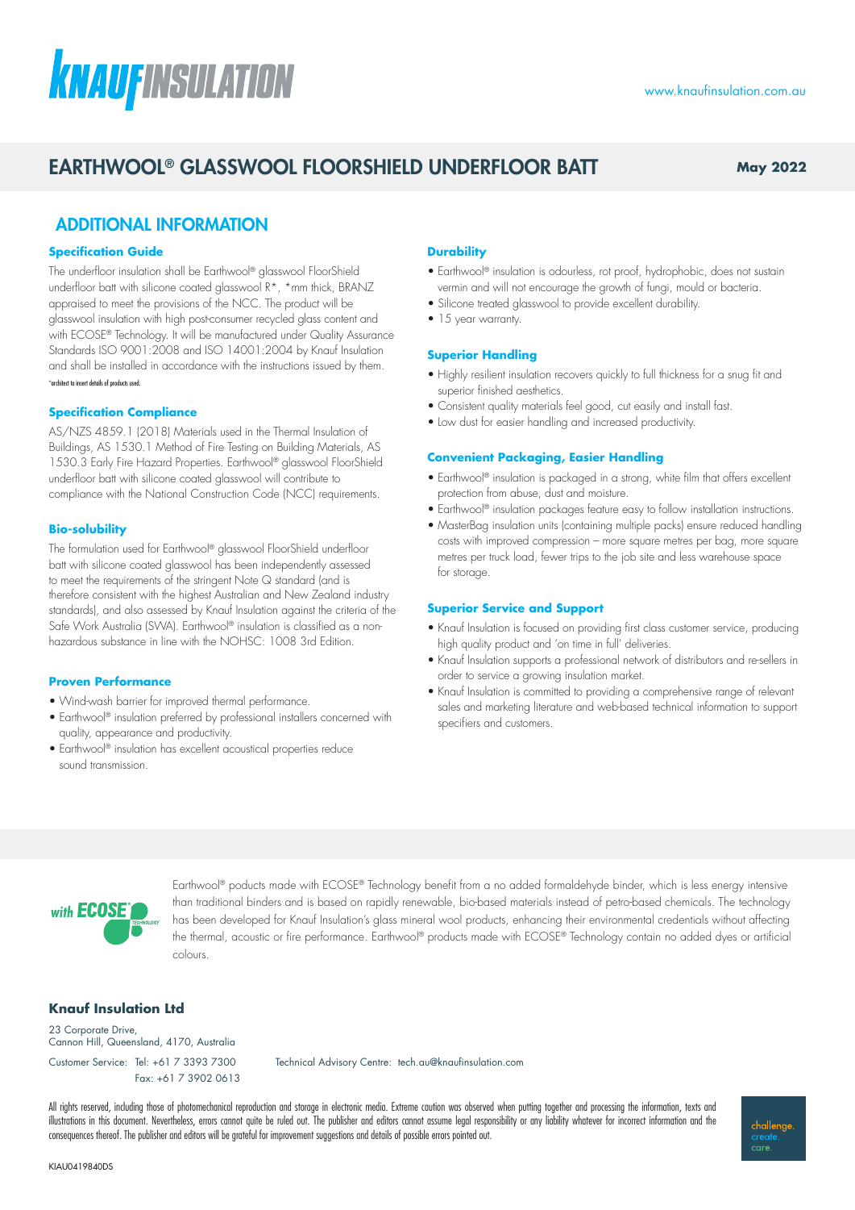# EARTHWOOL® GLASSWOOL FLOORSHIELD UNDERFLOOR BATT

**May 2022**

## ADDITIONAL INFORMATION

### Specification Guide

The underfloor insulation shall be Earthwool® glasswool FloorShield underfloor batt with silicone coated glasswool R*, *mm thick, BRANZ appraised to meet the provisions of the NCC. The product will be glasswool insulation with high post-consumer recycled glass content and with ECOSE® Technology. It will be manufactured under Quality Assurance Standards ISO 9001:2008 and ISO 14001:2004 by Knauf Insulation and shall be installed in accordance with the instructions issued by them.

*architect to insert details of products used.

### Specification Compliance

AS/NZS 4859.1 (2018) Materials used in the Thermal Insulation of Buildings, AS 1530.1 Method of Fire Testing on Building Materials, AS 1530.3 Early Fire Hazard Properties. Earthwool® glasswool FloorShield underfloor batt with silicone coated glasswool will contribute to compliance with the National Construction Code (NCC) requirements.

### Bio-solubility

The formulation used for Earthwool® glasswool FloorShield underfloor batt with silicone coated glasswool has been independently assessed to meet the requirements of the stringent Note Q standard (and is therefore consistent with the highest Australian and New Zealand industry standards), and also assessed by Knauf Insulation against the criteria of the Safe Work Australia (SWA). Earthwool® insulation is classified as a non-hazardous substance in line with the NOHSC: 1008 3rd Edition.

### Proven Performance

- Wind-wash barrier for improved thermal performance.
- Earthwool® insulation preferred by professional installers concerned with quality, appearance and productivity.
- Earthwool® insulation has excellent acoustical properties reduce sound transmission.

### Durability

- Earthwool® insulation is odourless, rot proof, hydrophobic, does not sustain vermin and will not encourage the growth of fungi, mould or bacteria.
- Silicone treated glasswool to provide excellent durability.
- 15 year warranty.

### Superior Handling

- Highly resilient insulation recovers quickly to full thickness for a snug fit and superior finished aesthetics.
- Consistent quality materials feel good, cut easily and install fast.
- Low dust for easier handling and increased productivity.

### Convenient Packaging, Easier Handling

- Earthwool® insulation is packaged in a strong, white film that offers excellent protection from abuse, dust and moisture.
- Earthwool® insulation packages feature easy to follow installation instructions.
- MasterBag insulation units (containing multiple packs) ensure reduced handling costs with improved compression – more square metres per bag, more square metres per truck load, fewer trips to the job site and less warehouse space for storage.

### Superior Service and Support

- Knauf Insulation is focused on providing first class customer service, producing high quality product and 'on time in full' deliveries.
- Knauf Insulation supports a professional network of distributors and re-sellers in order to service a growing insulation market.
- Knauf Insulation is committed to providing a comprehensive range of relevant sales and marketing literature and web-based technical information to support specifiers and customers.

Earthwool® poducts made with ECOSE® Technology benefit from a no added formaldehyde binder, which is less energy intensive than traditional binders and is based on rapidly renewable, bio-based materials instead of petro-based chemicals. The technology has been developed for Knauf Insulation's glass mineral wool products, enhancing their environmental credentials without affecting the thermal, acoustic or fire performance. Earthwool® products made with ECOSE® Technology contain no added dyes or artificial colours.

**Knauf Insulation Ltd**

23 Corporate Drive,
Cannon Hill, Queensland, 4170, Australia

Customer Service: Tel: +61 7 3393 7300
Fax: +61 7 3902 0613

Technical Advisory Centre: tech.au@knaufinsulation.com

All rights reserved, including those of photomechanical reproduction and storage in electronic media. Extreme caution was observed when putting together and processing the information, texts and illustrations in this document. Nevertheless, errors cannot quite be ruled out. The publisher and editors cannot assume legal responsibility or any liability whatever for incorrect information and the consequences thereof. The publisher and editors will be grateful for improvement suggestions and details of possible errors pointed out.

KIAU0419840DS